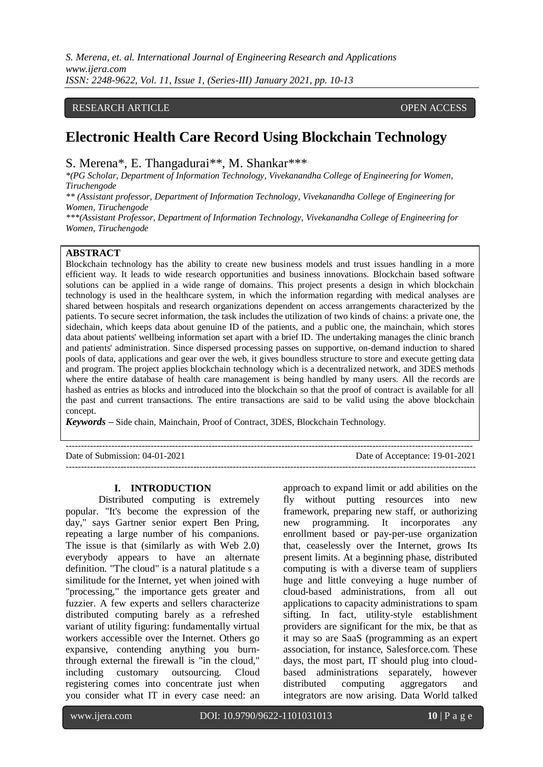RESEARCH ARTICLE OPEN ACCESS

# Electronic Health Care Record Using Blockchain Technology

S. Merena*, E. Thangadurai**, M. Shankar***

*(PG Scholar, Department of Information Technology, Vivekanandha College of Engineering for Women, Tiruchengode

** (Assistant professor, Department of Information Technology, Vivekanandha College of Engineering for Women, Tiruchengode

***(Assistant Professor, Department of Information Technology, Vivekanandha College of Engineering for Women, Tiruchengode

## ABSTRACT

Blockchain technology has the ability to create new business models and trust issues handling in a more efficient way. It leads to wide research opportunities and business innovations. Blockchain based software solutions can be applied in a wide range of domains. This project presents a design in which blockchain technology is used in the healthcare system, in which the information regarding with medical analyses are shared between hospitals and research organizations dependent on access arrangements characterized by the patients. To secure secret information, the task includes the utilization of two kinds of chains: a private one, the sidechain, which keeps data about genuine ID of the patients, and a public one, the mainchain, which stores data about patients' wellbeing information set apart with a brief ID. The undertaking manages the clinic branch and patients' administration. Since dispersed processing passes on supportive, on-demand induction to shared pools of data, applications and gear over the web, it gives boundless structure to store and execute getting data and program. The project applies blockchain technology which is a decentralized network, and 3DES methods where the entire database of health care management is being handled by many users. All the records are hashed as entries as blocks and introduced into the blockchain so that the proof of contract is available for all the past and current transactions. The entire transactions are said to be valid using the above blockchain concept.

***Keywords*** **–** Side chain, Mainchain, Proof of Contract, 3DES, Blockchain Technology.

Date of Submission: 04-01-2021 Date of Acceptance: 19-01-2021

## I. INTRODUCTION

Distributed computing is extremely popular. "It's become the expression of the day," says Gartner senior expert Ben Pring, repeating a large number of his companions. The issue is that (similarly as with Web 2.0) everybody appears to have an alternate definition. "The cloud" is a natural platitude s a similitude for the Internet, yet when joined with "processing," the importance gets greater and fuzzier. A few experts and sellers characterize distributed computing barely as a refreshed variant of utility figuring: fundamentally virtual workers accessible over the Internet. Others go expansive, contending anything you burn-through external the firewall is "in the cloud," including customary outsourcing. Cloud registering comes into concentrate just when you consider what IT in every case need: an approach to expand limit or add abilities on the fly without putting resources into new framework, preparing new staff, or authorizing new programming. It incorporates any enrollment based or pay-per-use organization that, ceaselessly over the Internet, grows Its present limits. At a beginning phase, distributed computing is with a diverse team of suppliers huge and little conveying a huge number of cloud-based administrations, from all out applications to capacity administrations to spam sifting. In fact, utility-style establishment providers are significant for the mix, be that as it may so are SaaS (programming as an expert association, for instance, Salesforce.com. These days, the most part, IT should plug into cloud-based administrations separately, however distributed computing aggregators and integrators are now arising. Data World talked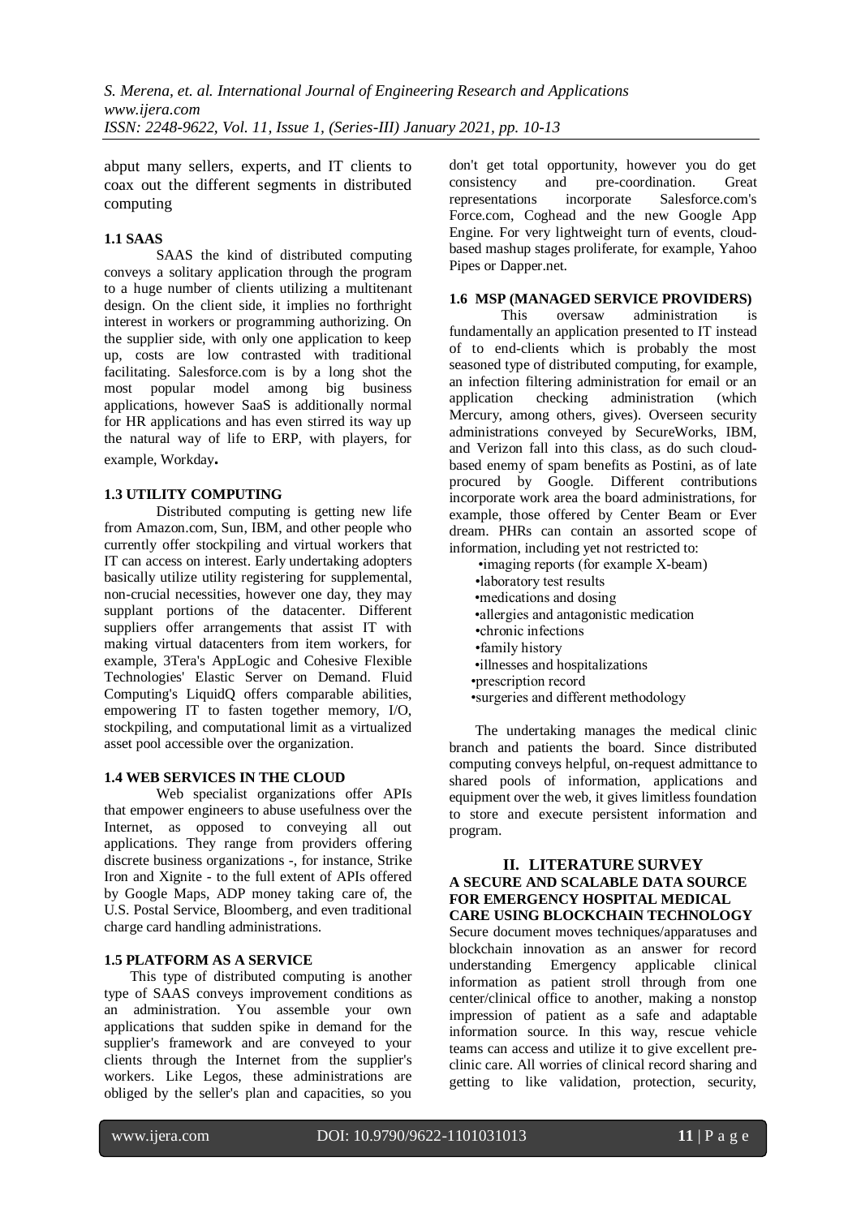abput many sellers, experts, and IT clients to coax out the different segments in distributed computing

### 1.1 SAAS

SAAS the kind of distributed computing conveys a solitary application through the program to a huge number of clients utilizing a multitenant design. On the client side, it implies no forthright interest in workers or programming authorizing. On the supplier side, with only one application to keep up, costs are low contrasted with traditional facilitating. Salesforce.com is by a long shot the most popular model among big business applications, however SaaS is additionally normal for HR applications and has even stirred its way up the natural way of life to ERP, with players, for example, Workday**.**

### 1.3 UTILITY COMPUTING

Distributed computing is getting new life from Amazon.com, Sun, IBM, and other people who currently offer stockpiling and virtual workers that IT can access on interest. Early undertaking adopters basically utilize utility registering for supplemental, non-crucial necessities, however one day, they may supplant portions of the datacenter. Different suppliers offer arrangements that assist IT with making virtual datacenters from item workers, for example, 3Tera's AppLogic and Cohesive Flexible Technologies' Elastic Server on Demand. Fluid Computing's LiquidQ offers comparable abilities, empowering IT to fasten together memory, I/O, stockpiling, and computational limit as a virtualized asset pool accessible over the organization.

### 1.4 WEB SERVICES IN THE CLOUD

Web specialist organizations offer APIs that empower engineers to abuse usefulness over the Internet, as opposed to conveying all out applications. They range from providers offering discrete business organizations -, for instance, Strike Iron and Xignite - to the full extent of APIs offered by Google Maps, ADP money taking care of, the U.S. Postal Service, Bloomberg, and even traditional charge card handling administrations.

### 1.5 PLATFORM AS A SERVICE

This type of distributed computing is another type of SAAS conveys improvement conditions as an administration. You assemble your own applications that sudden spike in demand for the supplier's framework and are conveyed to your clients through the Internet from the supplier's workers. Like Legos, these administrations are obliged by the seller's plan and capacities, so you don't get total opportunity, however you do get consistency and pre-coordination. Great representations incorporate Salesforce.com's Force.com, Coghead and the new Google App Engine. For very lightweight turn of events, cloud-based mashup stages proliferate, for example, Yahoo Pipes or Dapper.net.

### 1.6 MSP (MANAGED SERVICE PROVIDERS)

This oversaw administration is fundamentally an application presented to IT instead of to end-clients which is probably the most seasoned type of distributed computing, for example, an infection filtering administration for email or an application checking administration (which Mercury, among others, gives). Overseen security administrations conveyed by SecureWorks, IBM, and Verizon fall into this class, as do such cloud-based enemy of spam benefits as Postini, as of late procured by Google. Different contributions incorporate work area the board administrations, for example, those offered by Center Beam or Ever dream. PHRs can contain an assorted scope of information, including yet not restricted to:

- imaging reports (for example X-beam)
- laboratory test results
- medications and dosing
- allergies and antagonistic medication
- chronic infections
- family history
- illnesses and hospitalizations
- prescription record
- surgeries and different methodology

The undertaking manages the medical clinic branch and patients the board. Since distributed computing conveys helpful, on-request admittance to shared pools of information, applications and equipment over the web, it gives limitless foundation to store and execute persistent information and program.

## II. LITERATURE SURVEY

### A SECURE AND SCALABLE DATA SOURCE FOR EMERGENCY HOSPITAL MEDICAL CARE USING BLOCKCHAIN TECHNOLOGY

Secure document moves techniques/apparatuses and blockchain innovation as an answer for record understanding Emergency applicable clinical information as patient stroll through from one center/clinical office to another, making a nonstop impression of patient as a safe and adaptable information source. In this way, rescue vehicle teams can access and utilize it to give excellent pre-clinic care. All worries of clinical record sharing and getting to like validation, protection, security,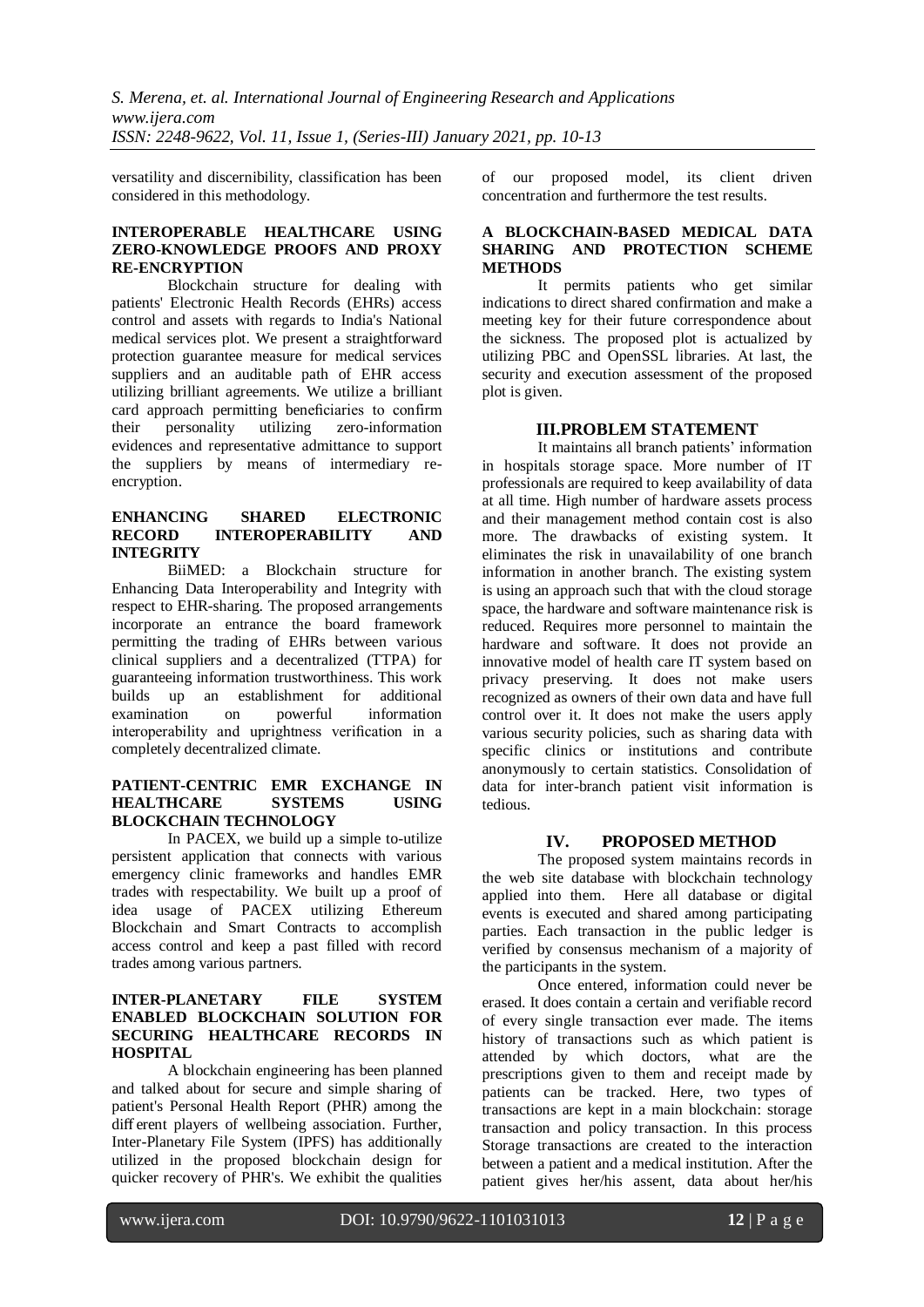versatility and discernibility, classification has been considered in this methodology.

### INTEROPERABLE HEALTHCARE USING ZERO-KNOWLEDGE PROOFS AND PROXY RE-ENCRYPTION

Blockchain structure for dealing with patients' Electronic Health Records (EHRs) access control and assets with regards to India's National medical services plot. We present a straightforward protection guarantee measure for medical services suppliers and an auditable path of EHR access utilizing brilliant agreements. We utilize a brilliant card approach permitting beneficiaries to confirm their personality utilizing zero-information evidences and representative admittance to support the suppliers by means of intermediary re-encryption.

### ENHANCING SHARED ELECTRONIC RECORD INTEROPERABILITY AND INTEGRITY

BiiMED: a Blockchain structure for Enhancing Data Interoperability and Integrity with respect to EHR-sharing. The proposed arrangements incorporate an entrance the board framework permitting the trading of EHRs between various clinical suppliers and a decentralized (TTPA) for guaranteeing information trustworthiness. This work builds up an establishment for additional examination on powerful information interoperability and uprightness verification in a completely decentralized climate.

### PATIENT-CENTRIC EMR EXCHANGE IN HEALTHCARE SYSTEMS USING BLOCKCHAIN TECHNOLOGY

In PACEX, we build up a simple to-utilize persistent application that connects with various emergency clinic frameworks and handles EMR trades with respectability. We built up a proof of idea usage of PACEX utilizing Ethereum Blockchain and Smart Contracts to accomplish access control and keep a past filled with record trades among various partners.

### INTER-PLANETARY FILE SYSTEM ENABLED BLOCKCHAIN SOLUTION FOR SECURING HEALTHCARE RECORDS IN HOSPITAL

A blockchain engineering has been planned and talked about for secure and simple sharing of patient's Personal Health Report (PHR) among the different players of wellbeing association. Further, Inter-Planetary File System (IPFS) has additionally utilized in the proposed blockchain design for quicker recovery of PHR's. We exhibit the qualities of our proposed model, its client driven concentration and furthermore the test results.

### A BLOCKCHAIN-BASED MEDICAL DATA SHARING AND PROTECTION SCHEME METHODS

It permits patients who get similar indications to direct shared confirmation and make a meeting key for their future correspondence about the sickness. The proposed plot is actualized by utilizing PBC and OpenSSL libraries. At last, the security and execution assessment of the proposed plot is given.

## III. PROBLEM STATEMENT

It maintains all branch patients' information in hospitals storage space. More number of IT professionals are required to keep availability of data at all time. High number of hardware assets process and their management method contain cost is also more. The drawbacks of existing system. It eliminates the risk in unavailability of one branch information in another branch. The existing system is using an approach such that with the cloud storage space, the hardware and software maintenance risk is reduced. Requires more personnel to maintain the hardware and software. It does not provide an innovative model of health care IT system based on privacy preserving. It does not make users recognized as owners of their own data and have full control over it. It does not make the users apply various security policies, such as sharing data with specific clinics or institutions and contribute anonymously to certain statistics. Consolidation of data for inter-branch patient visit information is tedious.

## IV. PROPOSED METHOD

The proposed system maintains records in the web site database with blockchain technology applied into them. Here all database or digital events is executed and shared among participating parties. Each transaction in the public ledger is verified by consensus mechanism of a majority of the participants in the system.

Once entered, information could never be erased. It does contain a certain and verifiable record of every single transaction ever made. The items history of transactions such as which patient is attended by which doctors, what are the prescriptions given to them and receipt made by patients can be tracked. Here, two types of transactions are kept in a main blockchain: storage transaction and policy transaction. In this process Storage transactions are created to the interaction between a patient and a medical institution. After the patient gives her/his assent, data about her/his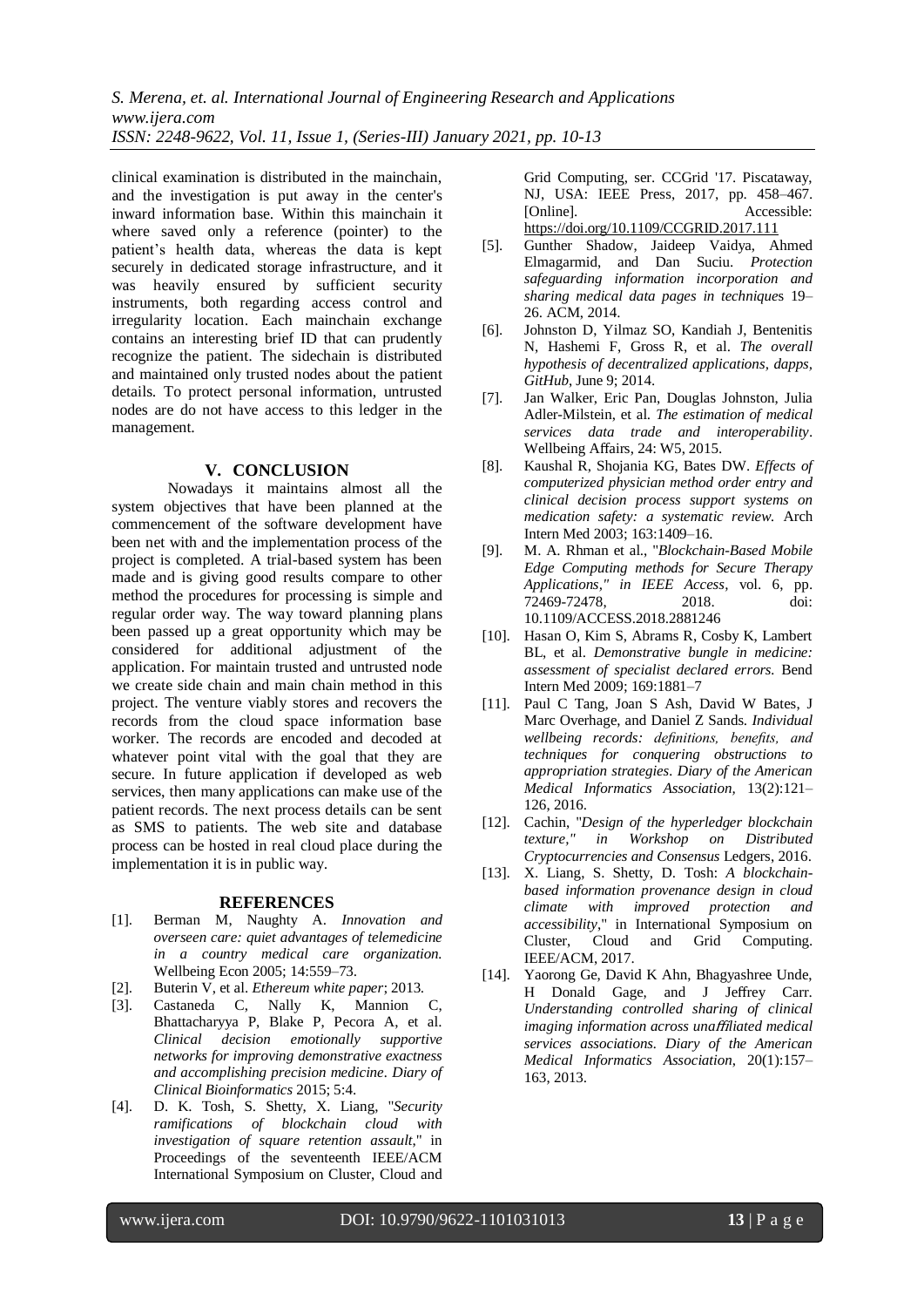clinical examination is distributed in the mainchain, and the investigation is put away in the center's inward information base. Within this mainchain it where saved only a reference (pointer) to the patient's health data, whereas the data is kept securely in dedicated storage infrastructure, and it was heavily ensured by sufficient security instruments, both regarding access control and irregularity location. Each mainchain exchange contains an interesting brief ID that can prudently recognize the patient. The sidechain is distributed and maintained only trusted nodes about the patient details. To protect personal information, untrusted nodes are do not have access to this ledger in the management.

## V. CONCLUSION

Nowadays it maintains almost all the system objectives that have been planned at the commencement of the software development have been net with and the implementation process of the project is completed. A trial-based system has been made and is giving good results compare to other method the procedures for processing is simple and regular order way. The way toward planning plans been passed up a great opportunity which may be considered for additional adjustment of the application. For maintain trusted and untrusted node we create side chain and main chain method in this project. The venture viably stores and recovers the records from the cloud space information base worker. The records are encoded and decoded at whatever point vital with the goal that they are secure. In future application if developed as web services, then many applications can make use of the patient records. The next process details can be sent as SMS to patients. The web site and database process can be hosted in real cloud place during the implementation it is in public way.

## REFERENCES

[1]. Berman M, Naughty A. *Innovation and overseen care: quiet advantages of telemedicine in a country medical care organization.* Wellbeing Econ 2005; 14:559–73.

[2]. Buterin V, et al. *Ethereum white paper*; 2013.

[3]. Castaneda C, Nally K, Mannion C, Bhattacharyya P, Blake P, Pecora A, et al. *Clinical decision emotionally supportive networks for improving demonstrative exactness and accomplishing precision medicine. Diary of Clinical Bioinformatics* 2015; 5:4.

[4]. D. K. Tosh, S. Shetty, X. Liang, "*Security ramifications of blockchain cloud with investigation of square retention assault*," in Proceedings of the seventeenth IEEE/ACM International Symposium on Cluster, Cloud and Grid Computing, ser. CCGrid '17. Piscataway, NJ, USA: IEEE Press, 2017, pp. 458–467. [Online]. Accessible: https://doi.org/10.1109/CCGRID.2017.111

[5]. Gunther Shadow, Jaideep Vaidya, Ahmed Elmagarmid, and Dan Suciu. *Protection safeguarding information incorporation and sharing medical data pages in techniques* 19–26. ACM, 2014.

[6]. Johnston D, Yilmaz SO, Kandiah J, Bentenitis N, Hashemi F, Gross R, et al. *The overall hypothesis of decentralized applications, dapps, GitHub*, June 9; 2014.

[7]. Jan Walker, Eric Pan, Douglas Johnston, Julia Adler-Milstein, et al. *The estimation of medical services data trade and interoperability*. Wellbeing Affairs, 24: W5, 2015.

[8]. Kaushal R, Shojania KG, Bates DW. *Effects of computerized physician method order entry and clinical decision process support systems on medication safety: a systematic review.* Arch Intern Med 2003; 163:1409–16.

[9]. M. A. Rhman et al., "*Blockchain-Based Mobile Edge Computing methods for Secure Therapy Applications," in IEEE Access*, vol. 6, pp. 72469-72478, 2018. doi: 10.1109/ACCESS.2018.2881246

[10]. Hasan O, Kim S, Abrams R, Cosby K, Lambert BL, et al. *Demonstrative bungle in medicine: assessment of specialist declared errors.* Bend Intern Med 2009; 169:1881–7

[11]. Paul C Tang, Joan S Ash, David W Bates, J Marc Overhage, and Daniel Z Sands. *Individual wellbeing records: definitions, benefits, and techniques for conquering obstructions to appropriation strategies. Diary of the American Medical Informatics Association,* 13(2):121–126, 2016.

[12]. Cachin, "*Design of the hyperledger blockchain texture," in Workshop on Distributed Cryptocurrencies and Consensus* Ledgers, 2016.

[13]. X. Liang, S. Shetty, D. Tosh: *A blockchain-based information provenance design in cloud climate with improved protection and accessibility*," in International Symposium on Cluster, Cloud and Grid Computing. IEEE/ACM, 2017.

[14]. Yaorong Ge, David K Ahn, Bhagyashree Unde, H Donald Gage, and J Jeffrey Carr. *Understanding controlled sharing of clinical imaging information across unaffiliated medical services associations. Diary of the American Medical Informatics Association,* 20(1):157–163, 2013.